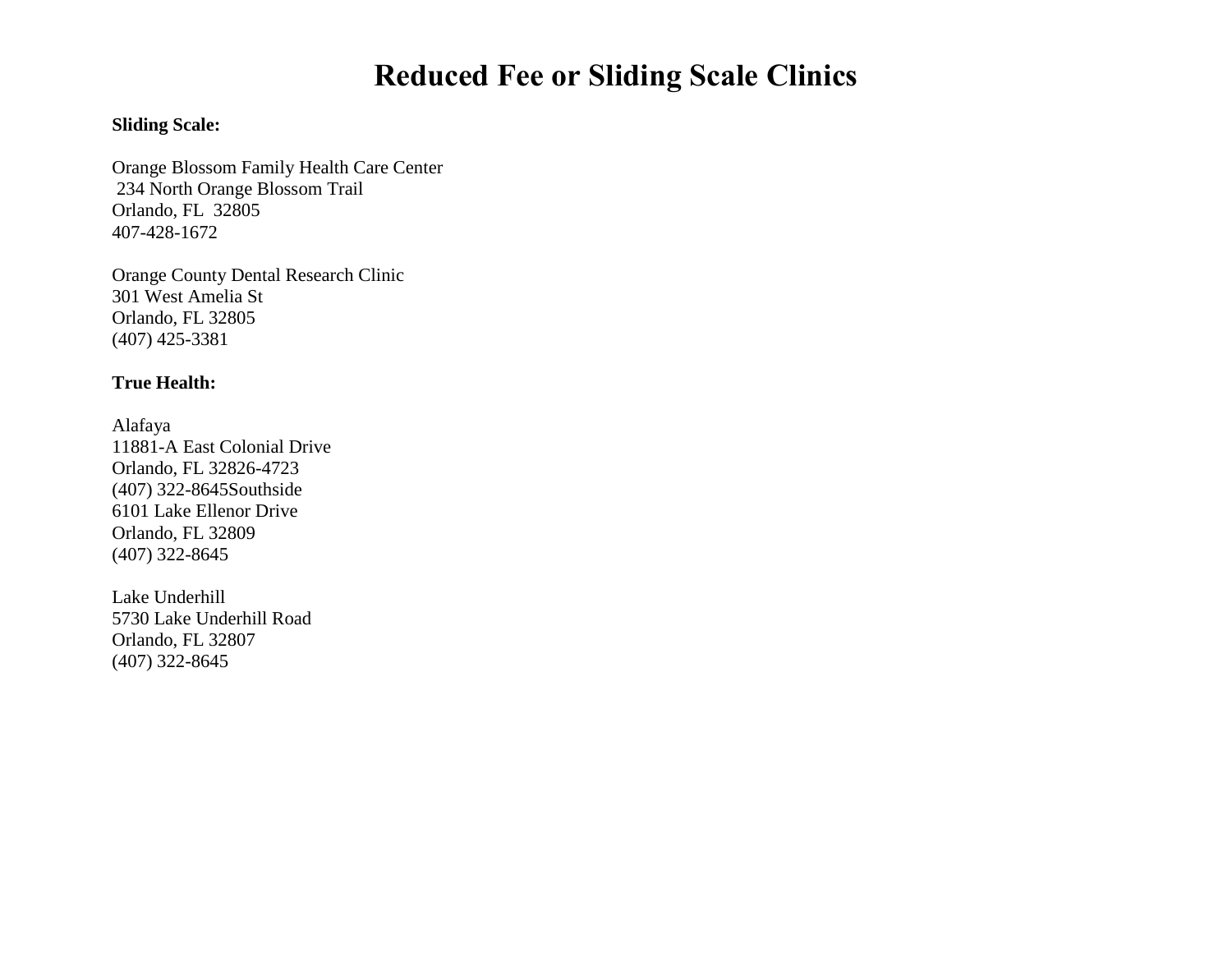# Reduced Fee or Sliding Scale Clinics

**Sliding Scale:**

Orange Blossom Family Health Care Center
234 North Orange Blossom Trail
Orlando, FL 32805
407-428-1672

Orange County Dental Research Clinic
301 West Amelia St
Orlando, FL 32805
(407) 425-3381

**True Health:**

Alafaya
11881-A East Colonial Drive
Orlando, FL 32826-4723
(407) 322-8645Southside
6101 Lake Ellenor Drive
Orlando, FL 32809
(407) 322-8645

Lake Underhill
5730 Lake Underhill Road
Orlando, FL 32807
(407) 322-8645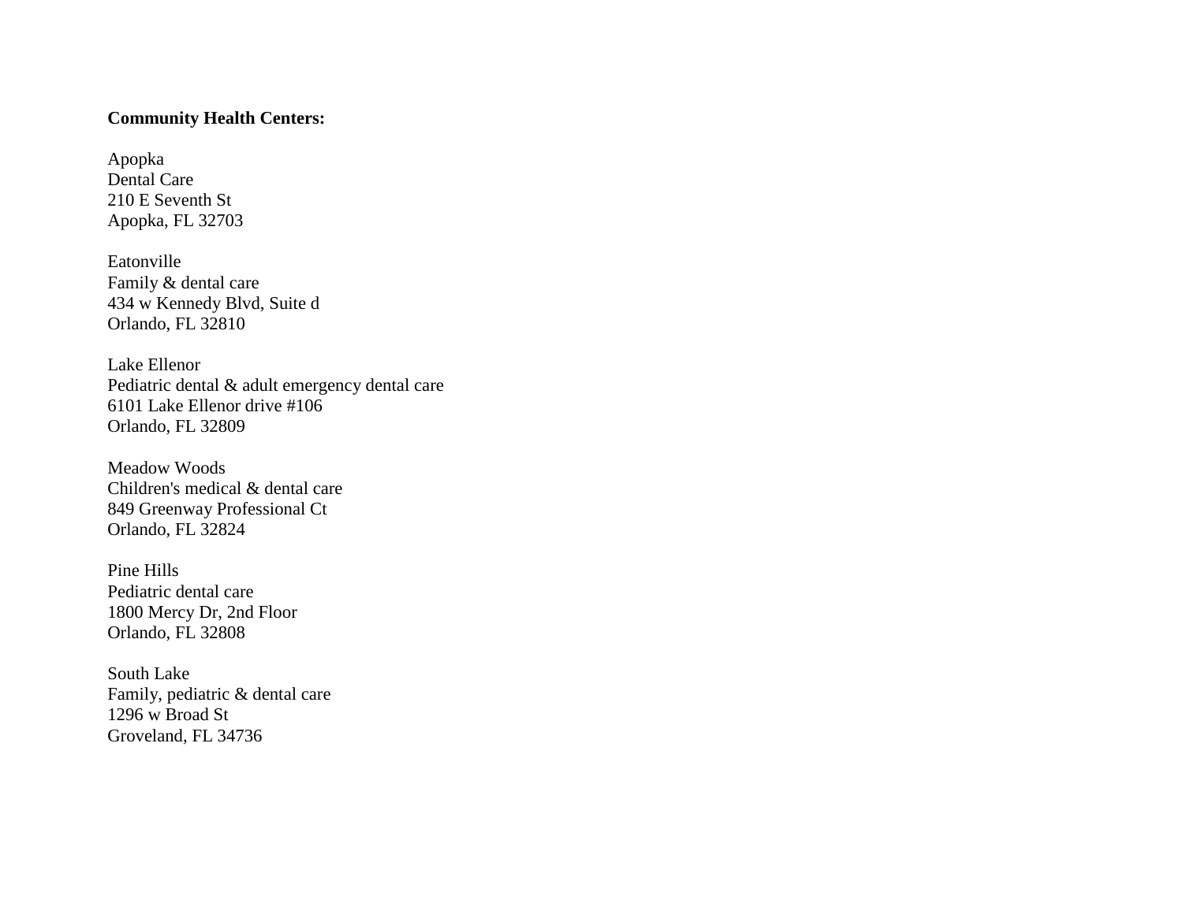**Community Health Centers:**

Apopka
Dental Care
210 E Seventh St
Apopka, FL 32703

Eatonville
Family & dental care
434 w Kennedy Blvd, Suite d
Orlando, FL 32810

Lake Ellenor
Pediatric dental & adult emergency dental care
6101 Lake Ellenor drive #106
Orlando, FL 32809

Meadow Woods
Children's medical & dental care
849 Greenway Professional Ct
Orlando, FL 32824

Pine Hills
Pediatric dental care
1800 Mercy Dr, 2nd Floor
Orlando, FL 32808

South Lake
Family, pediatric & dental care
1296 w Broad St
Groveland, FL 34736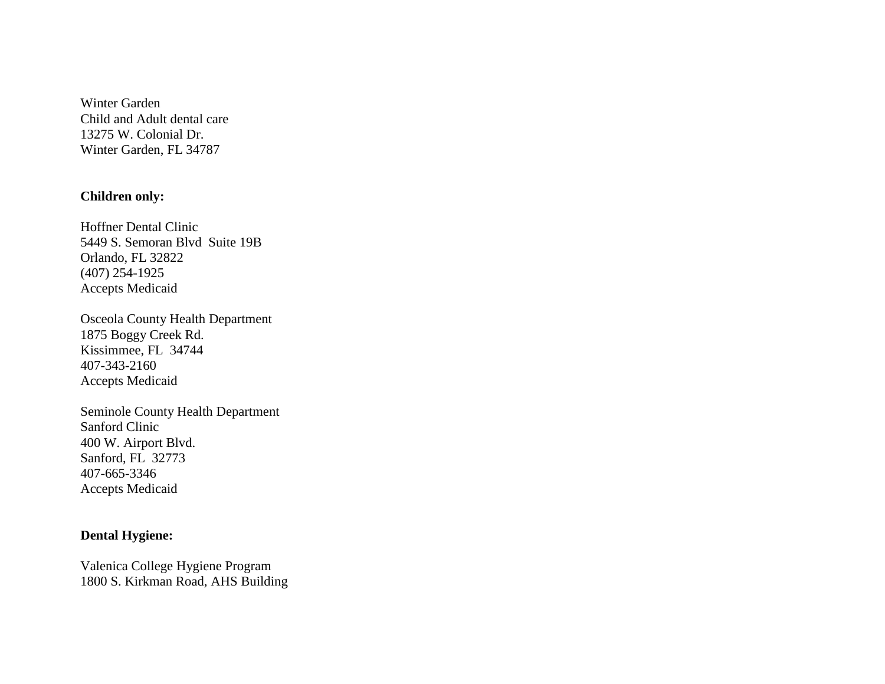Winter Garden
Child and Adult dental care
13275 W. Colonial Dr.
Winter Garden, FL 34787

**Children only:**

Hoffner Dental Clinic
5449 S. Semoran Blvd  Suite 19B
Orlando, FL 32822
(407) 254-1925
Accepts Medicaid

Osceola County Health Department
1875 Boggy Creek Rd.
Kissimmee, FL  34744
407-343-2160
Accepts Medicaid

Seminole County Health Department
Sanford Clinic
400 W. Airport Blvd.
Sanford, FL  32773
407-665-3346
Accepts Medicaid

**Dental Hygiene:**

Valenica College Hygiene Program
1800 S. Kirkman Road, AHS Building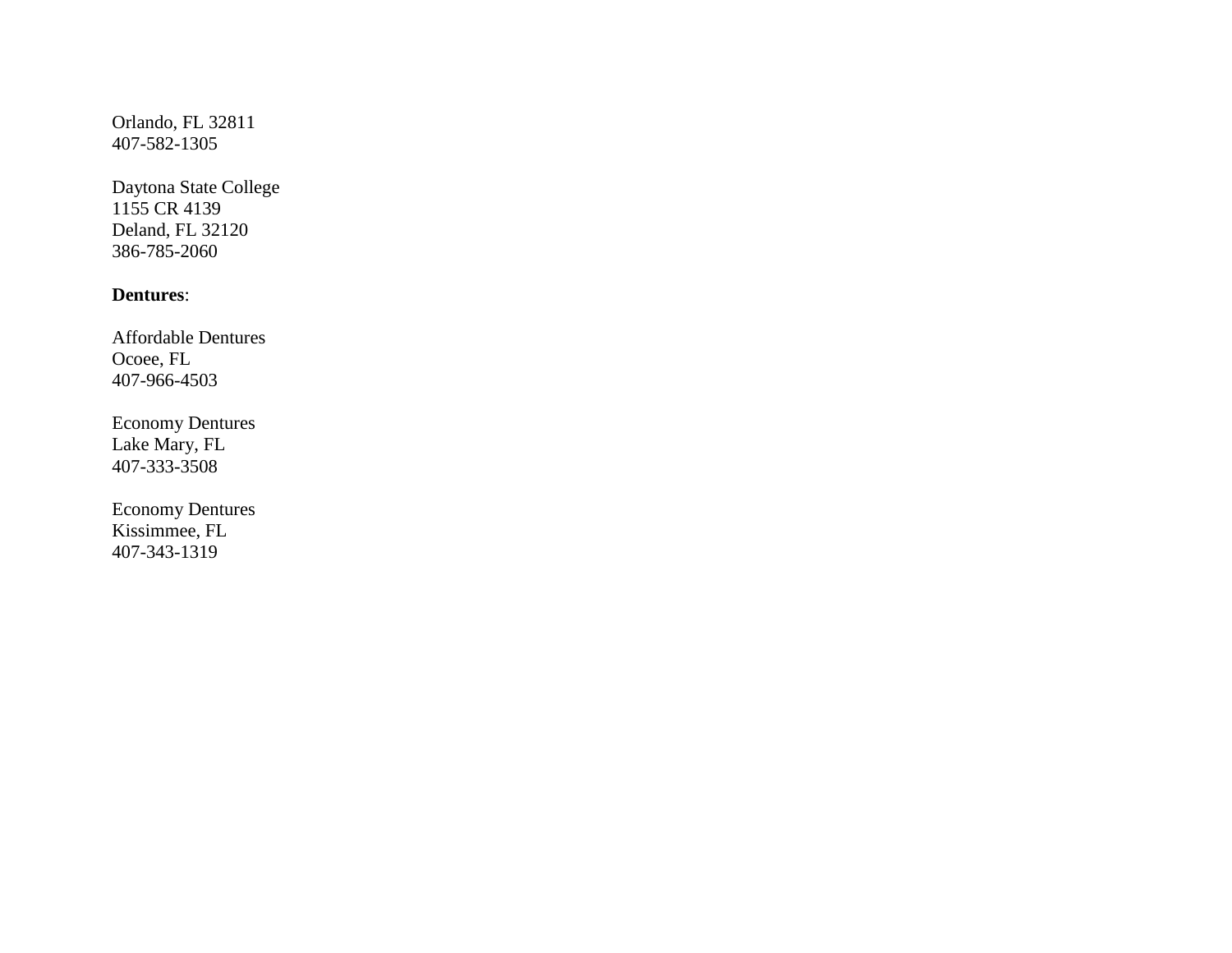Orlando, FL 32811
407-582-1305

Daytona State College
1155 CR 4139
Deland, FL 32120
386-785-2060

**Dentures**:

Affordable Dentures
Ocoee, FL
407-966-4503

Economy Dentures
Lake Mary, FL
407-333-3508

Economy Dentures
Kissimmee, FL
407-343-1319